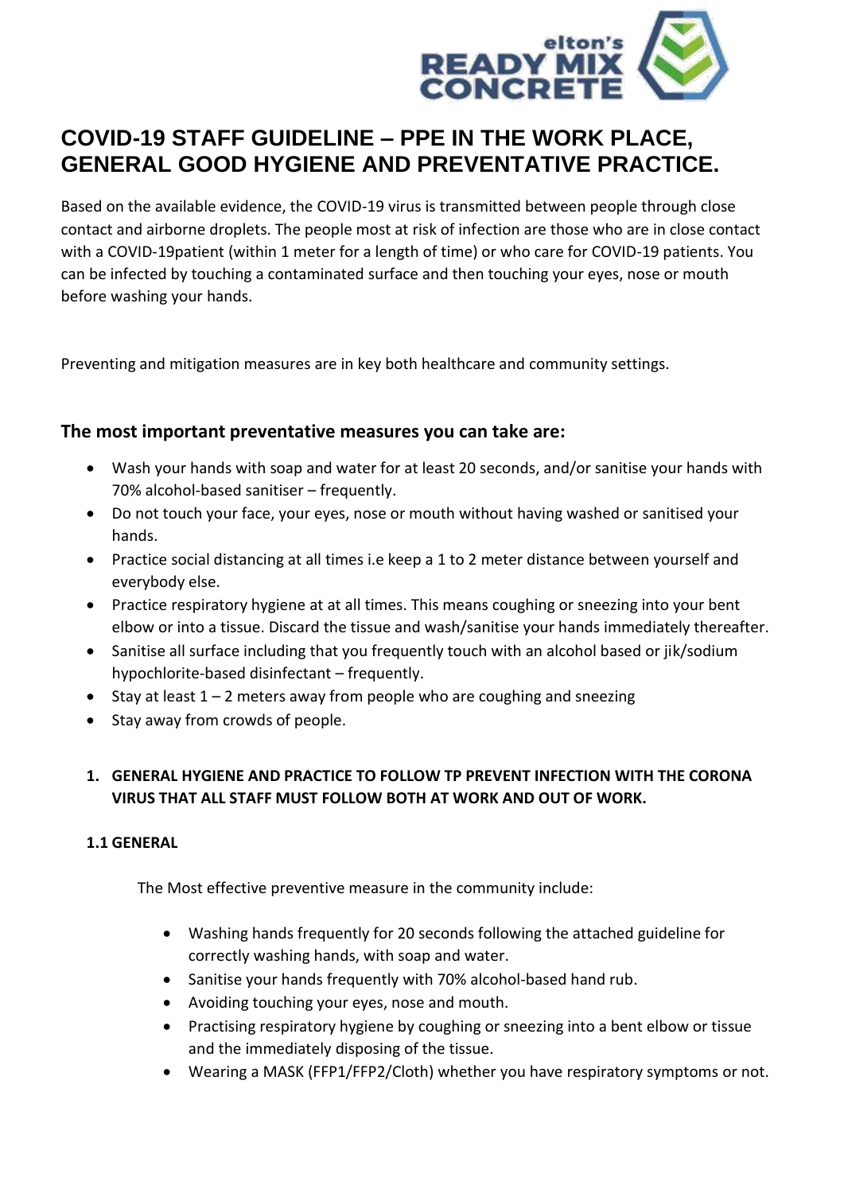# COVID-19 STAFF GUIDELINE – PPE IN THE WORK PLACE, GENERAL GOOD HYGIENE AND PREVENTATIVE PRACTICE.

Based on the available evidence, the COVID-19 virus is transmitted between people through close contact and airborne droplets. The people most at risk of infection are those who are in close contact with a COVID-19patient (within 1 meter for a length of time) or who care for COVID-19 patients. You can be infected by touching a contaminated surface and then touching your eyes, nose or mouth before washing your hands.

Preventing and mitigation measures are in key both healthcare and community settings.

## The most important preventative measures you can take are:

- Wash your hands with soap and water for at least 20 seconds, and/or sanitise your hands with 70% alcohol-based sanitiser – frequently.
- Do not touch your face, your eyes, nose or mouth without having washed or sanitised your hands.
- Practice social distancing at all times i.e keep a 1 to 2 meter distance between yourself and everybody else.
- Practice respiratory hygiene at at all times. This means coughing or sneezing into your bent elbow or into a tissue. Discard the tissue and wash/sanitise your hands immediately thereafter.
- Sanitise all surface including that you frequently touch with an alcohol based or jik/sodium hypochlorite-based disinfectant – frequently.
- Stay at least 1 – 2 meters away from people who are coughing and sneezing
- Stay away from crowds of people.

**1. GENERAL HYGIENE AND PRACTICE TO FOLLOW TP PREVENT INFECTION WITH THE CORONA VIRUS THAT ALL STAFF MUST FOLLOW BOTH AT WORK AND OUT OF WORK.**

**1.1 GENERAL**

The Most effective preventive measure in the community include:

- Washing hands frequently for 20 seconds following the attached guideline for correctly washing hands, with soap and water.
- Sanitise your hands frequently with 70% alcohol-based hand rub.
- Avoiding touching your eyes, nose and mouth.
- Practising respiratory hygiene by coughing or sneezing into a bent elbow or tissue and the immediately disposing of the tissue.
- Wearing a MASK (FFP1/FFP2/Cloth) whether you have respiratory symptoms or not.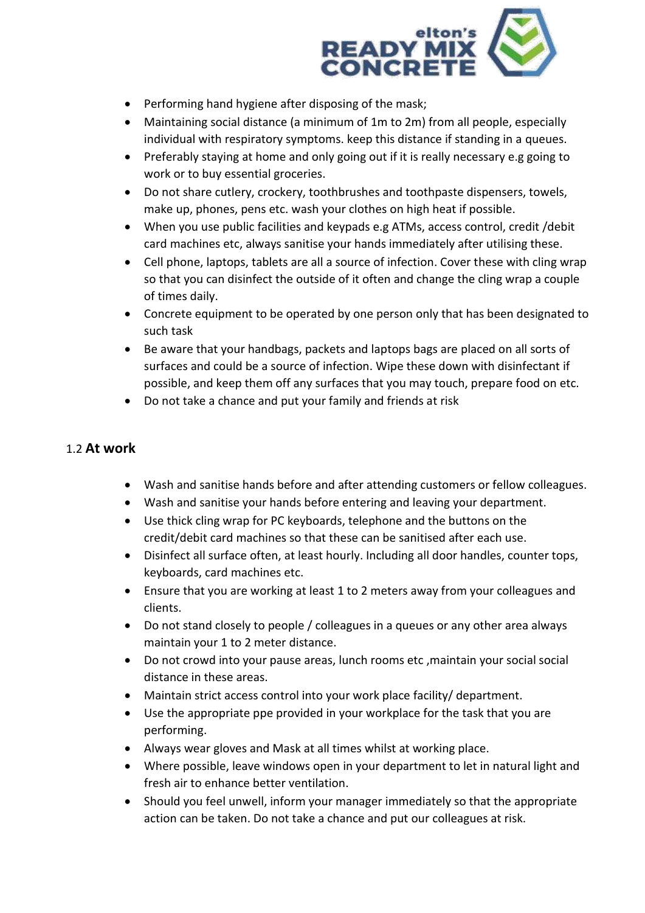- Performing hand hygiene after disposing of the mask;
- Maintaining social distance (a minimum of 1m to 2m) from all people, especially individual with respiratory symptoms. keep this distance if standing in a queues.
- Preferably staying at home and only going out if it is really necessary e.g going to work or to buy essential groceries.
- Do not share cutlery, crockery, toothbrushes and toothpaste dispensers, towels, make up, phones, pens etc. wash your clothes on high heat if possible.
- When you use public facilities and keypads e.g ATMs, access control, credit /debit card machines etc, always sanitise your hands immediately after utilising these.
- Cell phone, laptops, tablets are all a source of infection. Cover these with cling wrap so that you can disinfect the outside of it often and change the cling wrap a couple of times daily.
- Concrete equipment to be operated by one person only that has been designated to such task
- Be aware that your handbags, packets and laptops bags are placed on all sorts of surfaces and could be a source of infection. Wipe these down with disinfectant if possible, and keep them off any surfaces that you may touch, prepare food on etc.
- Do not take a chance and put your family and friends at risk

## 1.2 **At work**

- Wash and sanitise hands before and after attending customers or fellow colleagues.
- Wash and sanitise your hands before entering and leaving your department.
- Use thick cling wrap for PC keyboards, telephone and the buttons on the credit/debit card machines so that these can be sanitised after each use.
- Disinfect all surface often, at least hourly. Including all door handles, counter tops, keyboards, card machines etc.
- Ensure that you are working at least 1 to 2 meters away from your colleagues and clients.
- Do not stand closely to people / colleagues in a queues or any other area always maintain your 1 to 2 meter distance.
- Do not crowd into your pause areas, lunch rooms etc ,maintain your social social distance in these areas.
- Maintain strict access control into your work place facility/ department.
- Use the appropriate ppe provided in your workplace for the task that you are performing.
- Always wear gloves and Mask at all times whilst at working place.
- Where possible, leave windows open in your department to let in natural light and fresh air to enhance better ventilation.
- Should you feel unwell, inform your manager immediately so that the appropriate action can be taken. Do not take a chance and put our colleagues at risk.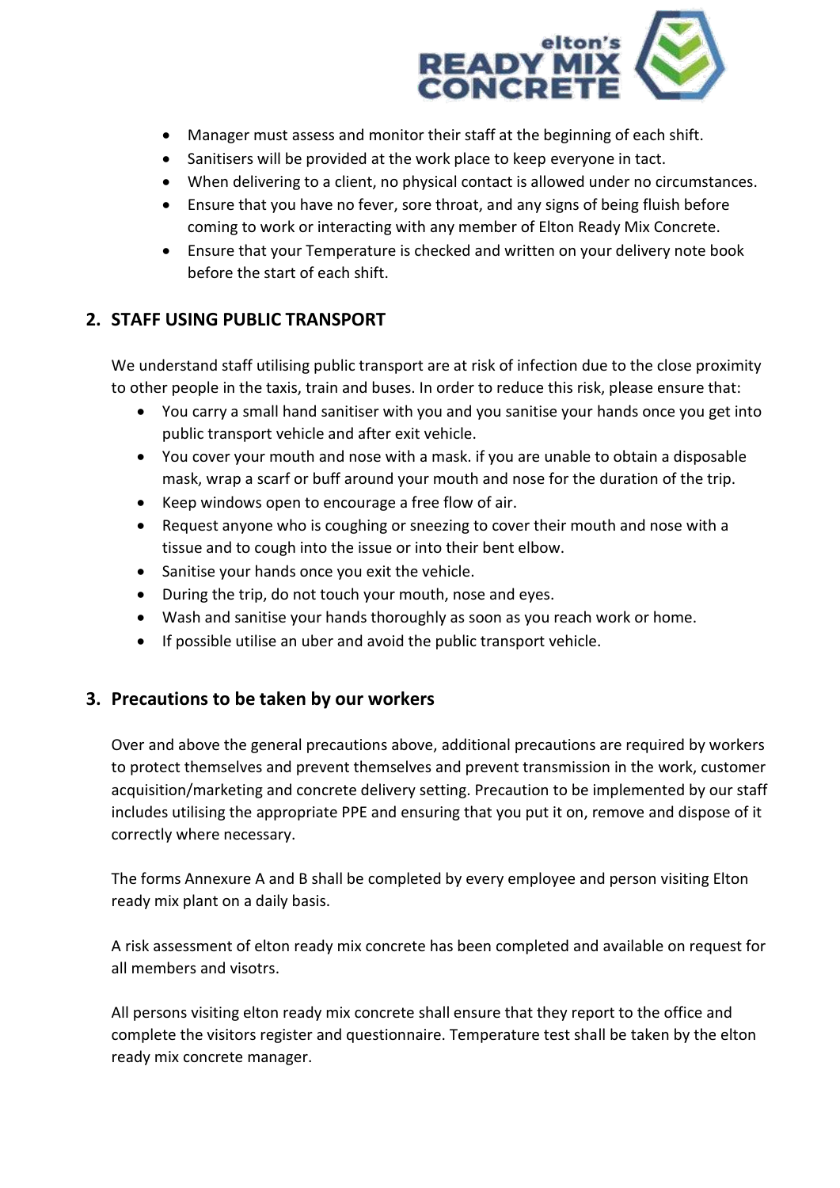- Manager must assess and monitor their staff at the beginning of each shift.
- Sanitisers will be provided at the work place to keep everyone in tact.
- When delivering to a client, no physical contact is allowed under no circumstances.
- Ensure that you have no fever, sore throat, and any signs of being fluish before coming to work or interacting with any member of Elton Ready Mix Concrete.
- Ensure that your Temperature is checked and written on your delivery note book before the start of each shift.

## 2. STAFF USING PUBLIC TRANSPORT

We understand staff utilising public transport are at risk of infection due to the close proximity to other people in the taxis, train and buses. In order to reduce this risk, please ensure that:

- You carry a small hand sanitiser with you and you sanitise your hands once you get into public transport vehicle and after exit vehicle.
- You cover your mouth and nose with a mask. if you are unable to obtain a disposable mask, wrap a scarf or buff around your mouth and nose for the duration of the trip.
- Keep windows open to encourage a free flow of air.
- Request anyone who is coughing or sneezing to cover their mouth and nose with a tissue and to cough into the issue or into their bent elbow.
- Sanitise your hands once you exit the vehicle.
- During the trip, do not touch your mouth, nose and eyes.
- Wash and sanitise your hands thoroughly as soon as you reach work or home.
- If possible utilise an uber and avoid the public transport vehicle.

## 3. Precautions to be taken by our workers

Over and above the general precautions above, additional precautions are required by workers to protect themselves and prevent themselves and prevent transmission in the work, customer acquisition/marketing and concrete delivery setting. Precaution to be implemented by our staff includes utilising the appropriate PPE and ensuring that you put it on, remove and dispose of it correctly where necessary.

The forms Annexure A and B shall be completed by every employee and person visiting Elton ready mix plant on a daily basis.

A risk assessment of elton ready mix concrete has been completed and available on request for all members and visotrs.

All persons visiting elton ready mix concrete shall ensure that they report to the office and complete the visitors register and questionnaire. Temperature test shall be taken by the elton ready mix concrete manager.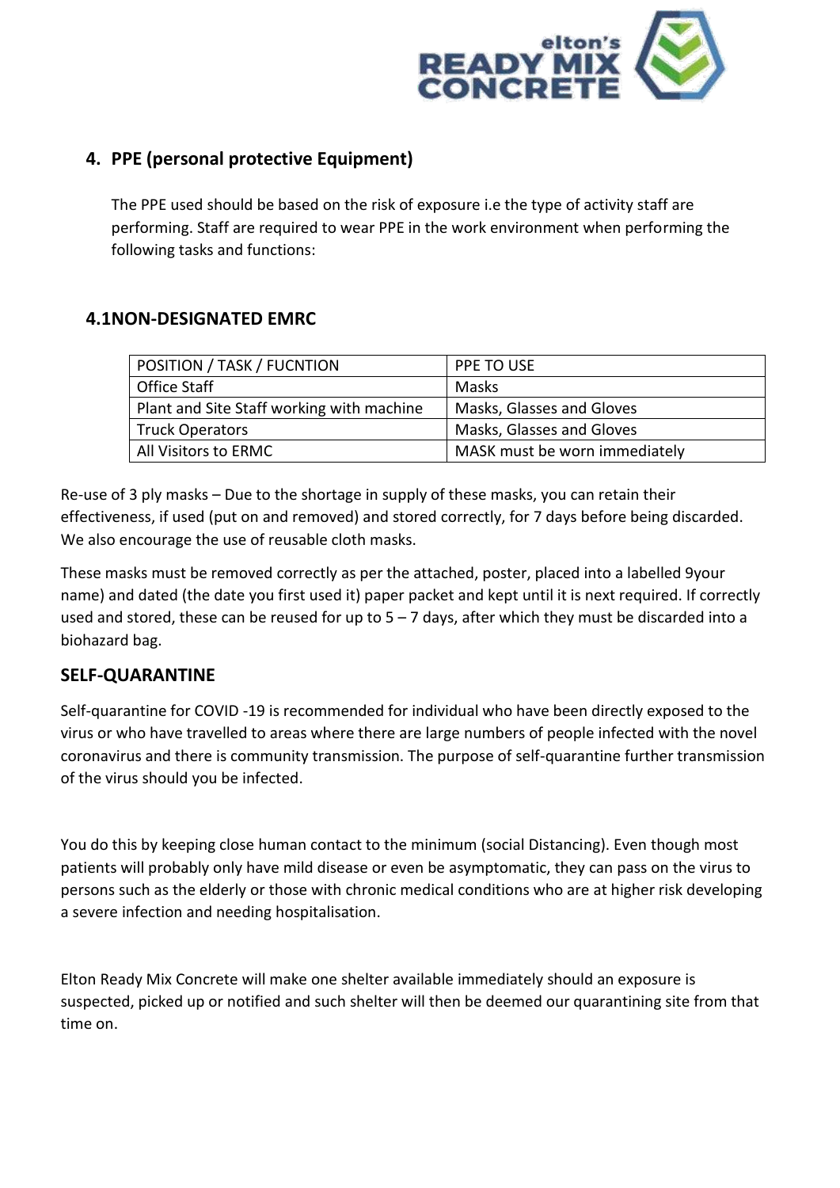## 4. PPE (personal protective Equipment)

The PPE used should be based on the risk of exposure i.e the type of activity staff are performing. Staff are required to wear PPE in the work environment when performing the following tasks and functions:

### 4.1NON-DESIGNATED EMRC

| POSITION / TASK / FUCNTION | PPE TO USE |
|---|---|
| Office Staff | Masks |
| Plant and Site Staff working with machine | Masks, Glasses and Gloves |
| Truck Operators | Masks, Glasses and Gloves |
| All Visitors to ERMC | MASK must be worn immediately |

Re-use of 3 ply masks – Due to the shortage in supply of these masks, you can retain their effectiveness, if used (put on and removed) and stored correctly, for 7 days before being discarded. We also encourage the use of reusable cloth masks.

These masks must be removed correctly as per the attached, poster, placed into a labelled 9your name) and dated (the date you first used it) paper packet and kept until it is next required. If correctly used and stored, these can be reused for up to 5 – 7 days, after which they must be discarded into a biohazard bag.

## SELF-QUARANTINE

Self-quarantine for COVID -19 is recommended for individual who have been directly exposed to the virus or who have travelled to areas where there are large numbers of people infected with the novel coronavirus and there is community transmission. The purpose of self-quarantine further transmission of the virus should you be infected.

You do this by keeping close human contact to the minimum (social Distancing). Even though most patients will probably only have mild disease or even be asymptomatic, they can pass on the virus to persons such as the elderly or those with chronic medical conditions who are at higher risk developing a severe infection and needing hospitalisation.

Elton Ready Mix Concrete will make one shelter available immediately should an exposure is suspected, picked up or notified and such shelter will then be deemed our quarantining site from that time on.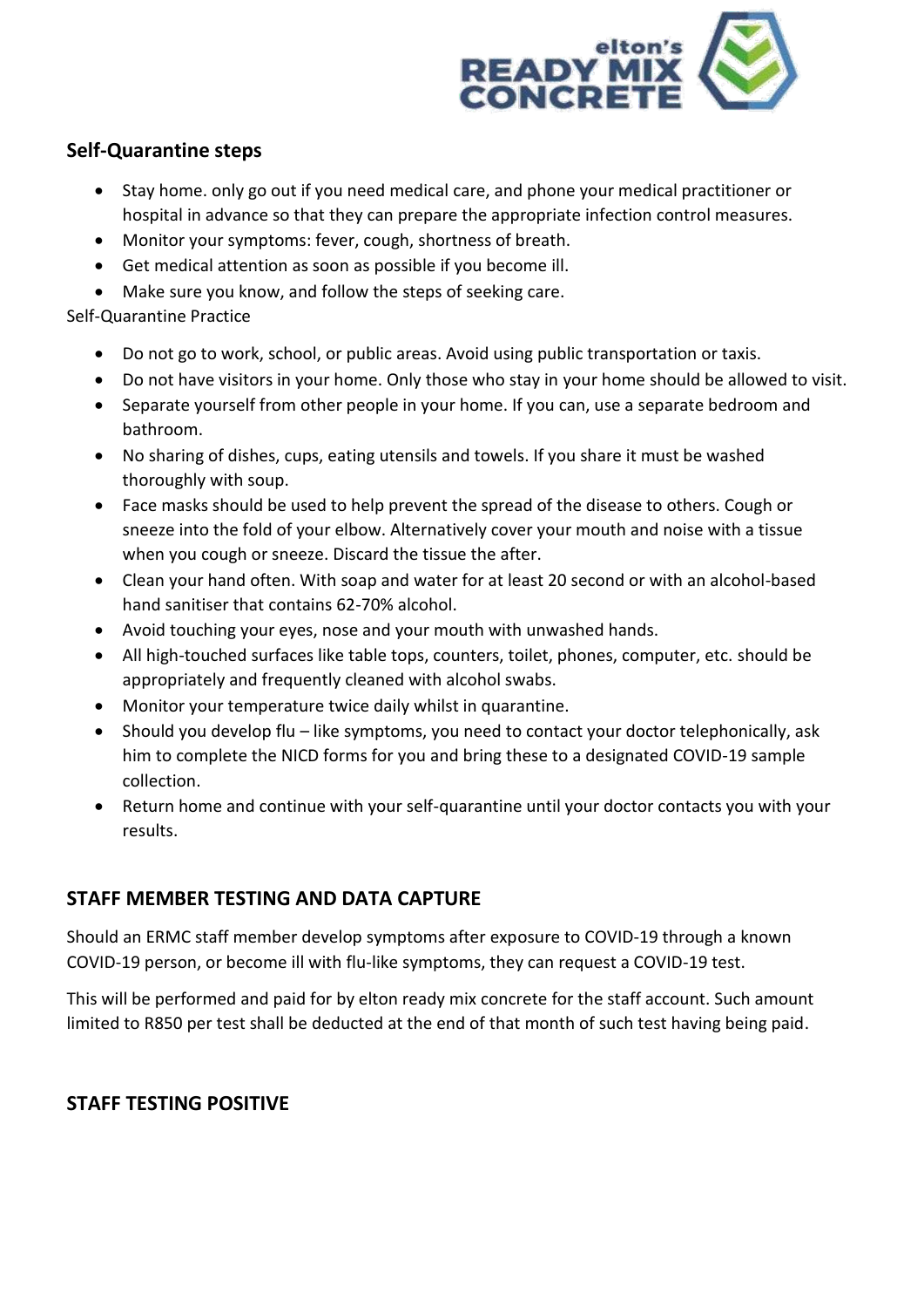### Self-Quarantine steps

- Stay home. only go out if you need medical care, and phone your medical practitioner or hospital in advance so that they can prepare the appropriate infection control measures.
- Monitor your symptoms: fever, cough, shortness of breath.
- Get medical attention as soon as possible if you become ill.
- Make sure you know, and follow the steps of seeking care.

Self-Quarantine Practice

- Do not go to work, school, or public areas. Avoid using public transportation or taxis.
- Do not have visitors in your home. Only those who stay in your home should be allowed to visit.
- Separate yourself from other people in your home. If you can, use a separate bedroom and bathroom.
- No sharing of dishes, cups, eating utensils and towels. If you share it must be washed thoroughly with soup.
- Face masks should be used to help prevent the spread of the disease to others. Cough or sneeze into the fold of your elbow. Alternatively cover your mouth and noise with a tissue when you cough or sneeze. Discard the tissue the after.
- Clean your hand often. With soap and water for at least 20 second or with an alcohol-based hand sanitiser that contains 62-70% alcohol.
- Avoid touching your eyes, nose and your mouth with unwashed hands.
- All high-touched surfaces like table tops, counters, toilet, phones, computer, etc. should be appropriately and frequently cleaned with alcohol swabs.
- Monitor your temperature twice daily whilst in quarantine.
- Should you develop flu – like symptoms, you need to contact your doctor telephonically, ask him to complete the NICD forms for you and bring these to a designated COVID-19 sample collection.
- Return home and continue with your self-quarantine until your doctor contacts you with your results.

## STAFF MEMBER TESTING AND DATA CAPTURE

Should an ERMC staff member develop symptoms after exposure to COVID-19 through a known COVID-19 person, or become ill with flu-like symptoms, they can request a COVID-19 test.

This will be performed and paid for by elton ready mix concrete for the staff account. Such amount limited to R850 per test shall be deducted at the end of that month of such test having being paid.

## STAFF TESTING POSITIVE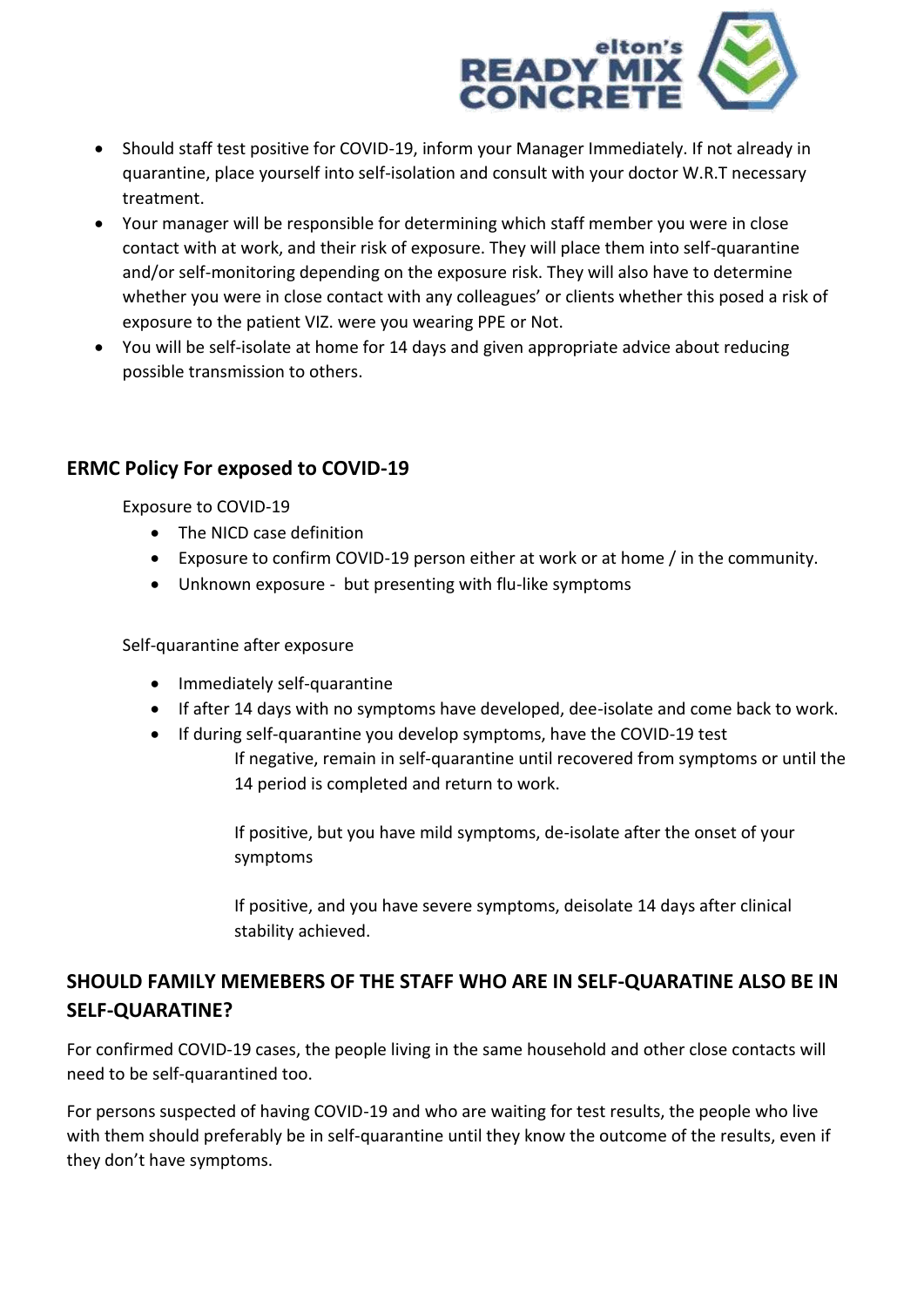- Should staff test positive for COVID-19, inform your Manager Immediately. If not already in quarantine, place yourself into self-isolation and consult with your doctor W.R.T necessary treatment.
- Your manager will be responsible for determining which staff member you were in close contact with at work, and their risk of exposure. They will place them into self-quarantine and/or self-monitoring depending on the exposure risk. They will also have to determine whether you were in close contact with any colleagues' or clients whether this posed a risk of exposure to the patient VIZ. were you wearing PPE or Not.
- You will be self-isolate at home for 14 days and given appropriate advice about reducing possible transmission to others.

## ERMC Policy For exposed to COVID-19

Exposure to COVID-19

- The NICD case definition
- Exposure to confirm COVID-19 person either at work or at home / in the community.
- Unknown exposure - but presenting with flu-like symptoms

Self-quarantine after exposure

- Immediately self-quarantine
- If after 14 days with no symptoms have developed, dee-isolate and come back to work.
- If during self-quarantine you develop symptoms, have the COVID-19 test

  If negative, remain in self-quarantine until recovered from symptoms or until the 14 period is completed and return to work.

  If positive, but you have mild symptoms, de-isolate after the onset of your symptoms

  If positive, and you have severe symptoms, deisolate 14 days after clinical stability achieved.

## SHOULD FAMILY MEMEBERS OF THE STAFF WHO ARE IN SELF-QUARATINE ALSO BE IN SELF-QUARATINE?

For confirmed COVID-19 cases, the people living in the same household and other close contacts will need to be self-quarantined too.

For persons suspected of having COVID-19 and who are waiting for test results, the people who live with them should preferably be in self-quarantine until they know the outcome of the results, even if they don't have symptoms.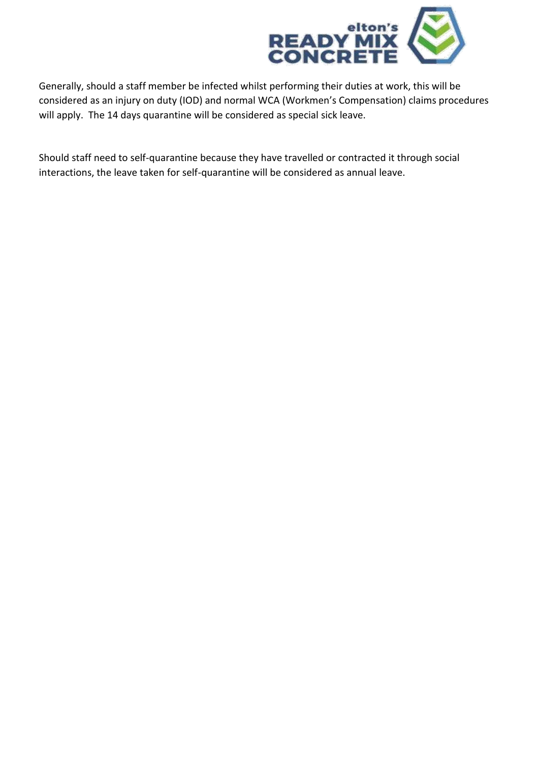Generally, should a staff member be infected whilst performing their duties at work, this will be considered as an injury on duty (IOD) and normal WCA (Workmen's Compensation) claims procedures will apply. The 14 days quarantine will be considered as special sick leave.

Should staff need to self-quarantine because they have travelled or contracted it through social interactions, the leave taken for self-quarantine will be considered as annual leave.